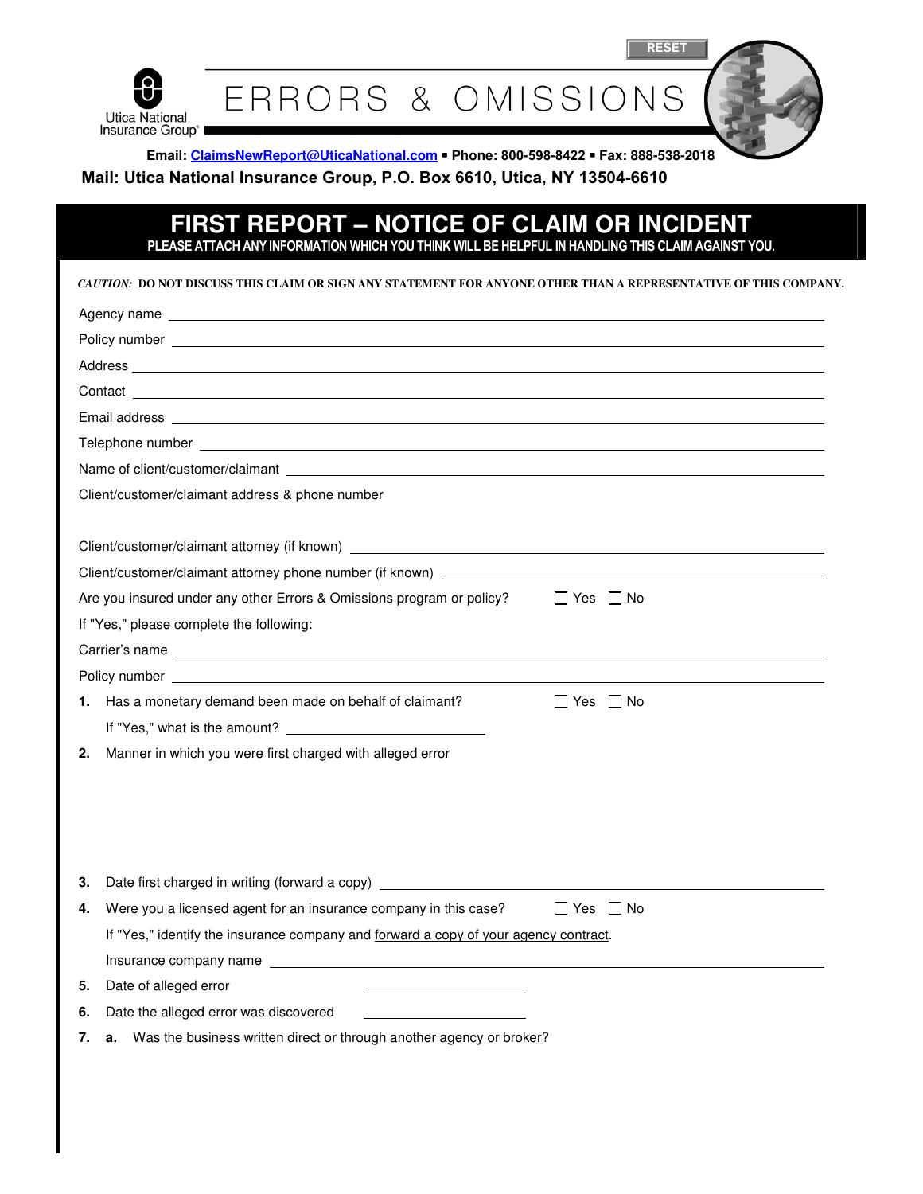Utica National Insurance Group

# ERRORS & OMISSIONS

**Email: ClaimsNewReport@UticaNational.com ▪ Phone: 800-598-8422 ▪ Fax: 888-538-2018**

**Mail: Utica National Insurance Group, P.O. Box 6610, Utica, NY 13504-6610**

## FIRST REPORT – NOTICE OF CLAIM OR INCIDENT

**PLEASE ATTACH ANY INFORMATION WHICH YOU THINK WILL BE HELPFUL IN HANDLING THIS CLAIM AGAINST YOU.**

***CAUTION:*** **DO NOT DISCUSS THIS CLAIM OR SIGN ANY STATEMENT FOR ANYONE OTHER THAN A REPRESENTATIVE OF THIS COMPANY.**

Agency name ______________________________

Policy number ______________________________

Address ______________________________

Contact ______________________________

Email address ______________________________

Telephone number ______________________________

Name of client/customer/claimant ______________________________

Client/customer/claimant address & phone number

Client/customer/claimant attorney (if known) ______________________________

Client/customer/claimant attorney phone number (if known) ______________________________

Are you insured under any other Errors & Omissions program or policy? ☐ Yes ☐ No

If "Yes," please complete the following:

Carrier's name ______________________________

Policy number ______________________________

**1.** Has a monetary demand been made on behalf of claimant? ☐ Yes ☐ No

If "Yes," what is the amount? ______________________________

**2.** Manner in which you were first charged with alleged error

**3.** Date first charged in writing (forward a copy) ______________________________

**4.** Were you a licensed agent for an insurance company in this case? ☐ Yes ☐ No

If "Yes," identify the insurance company and forward a copy of your agency contract.

Insurance company name ______________________________

**5.** Date of alleged error ______________________________

**6.** Date the alleged error was discovered ______________________________

**7.** **a.** Was the business written direct or through another agency or broker?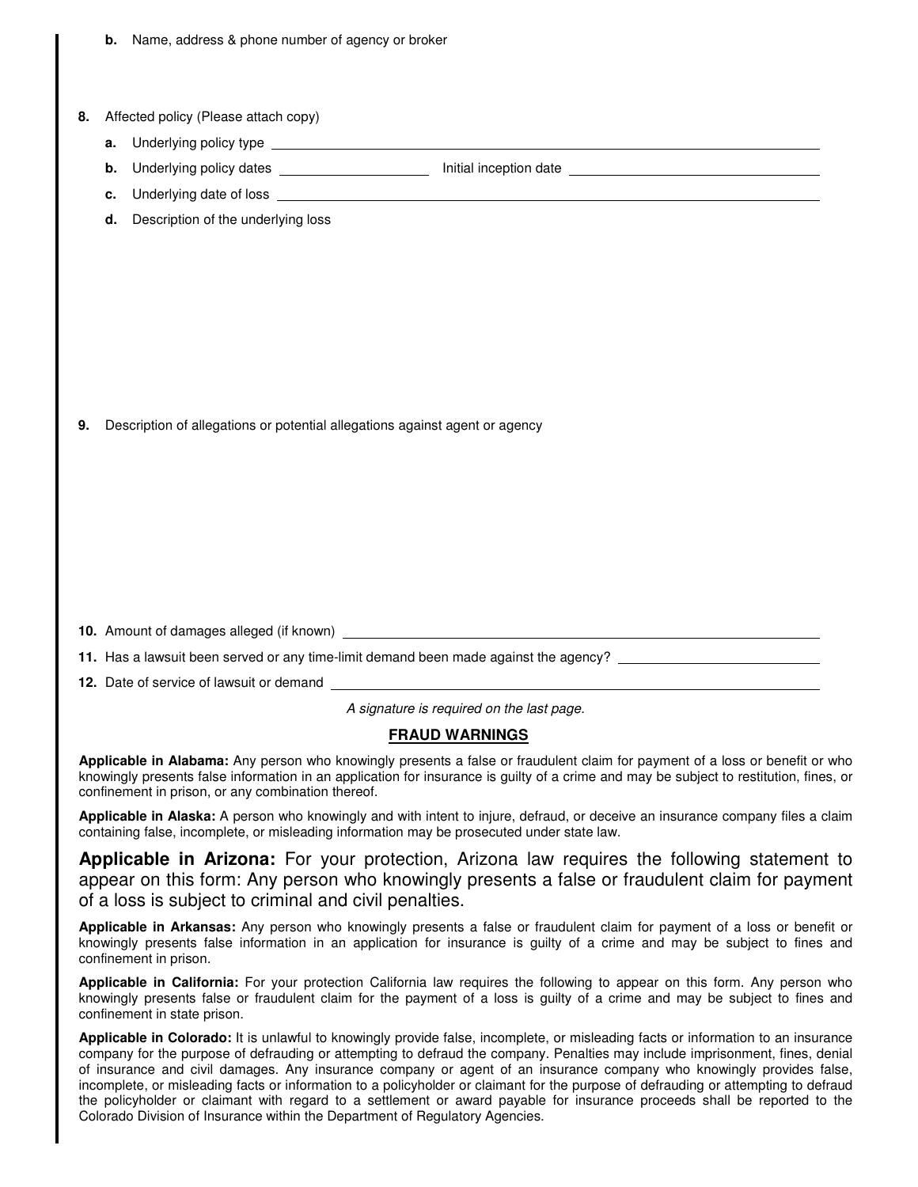**b.** Name, address & phone number of agency or broker

**8.** Affected policy (Please attach copy)

**a.** Underlying policy type ______________________________

**b.** Underlying policy dates ____________________ Initial inception date ____________________

**c.** Underlying date of loss ______________________________

**d.** Description of the underlying loss

**9.** Description of allegations or potential allegations against agent or agency

**10.** Amount of damages alleged (if known) ______________________________

**11.** Has a lawsuit been served or any time-limit demand been made against the agency? ____________________

**12.** Date of service of lawsuit or demand ______________________________

*A signature is required on the last page.*

## FRAUD WARNINGS

**Applicable in Alabama:** Any person who knowingly presents a false or fraudulent claim for payment of a loss or benefit or who knowingly presents false information in an application for insurance is guilty of a crime and may be subject to restitution, fines, or confinement in prison, or any combination thereof.

**Applicable in Alaska:** A person who knowingly and with intent to injure, defraud, or deceive an insurance company files a claim containing false, incomplete, or misleading information may be prosecuted under state law.

**Applicable in Arizona:** For your protection, Arizona law requires the following statement to appear on this form: Any person who knowingly presents a false or fraudulent claim for payment of a loss is subject to criminal and civil penalties.

**Applicable in Arkansas:** Any person who knowingly presents a false or fraudulent claim for payment of a loss or benefit or knowingly presents false information in an application for insurance is guilty of a crime and may be subject to fines and confinement in prison.

**Applicable in California:** For your protection California law requires the following to appear on this form. Any person who knowingly presents false or fraudulent claim for the payment of a loss is guilty of a crime and may be subject to fines and confinement in state prison.

**Applicable in Colorado:** It is unlawful to knowingly provide false, incomplete, or misleading facts or information to an insurance company for the purpose of defrauding or attempting to defraud the company. Penalties may include imprisonment, fines, denial of insurance and civil damages. Any insurance company or agent of an insurance company who knowingly provides false, incomplete, or misleading facts or information to a policyholder or claimant for the purpose of defrauding or attempting to defraud the policyholder or claimant with regard to a settlement or award payable for insurance proceeds shall be reported to the Colorado Division of Insurance within the Department of Regulatory Agencies.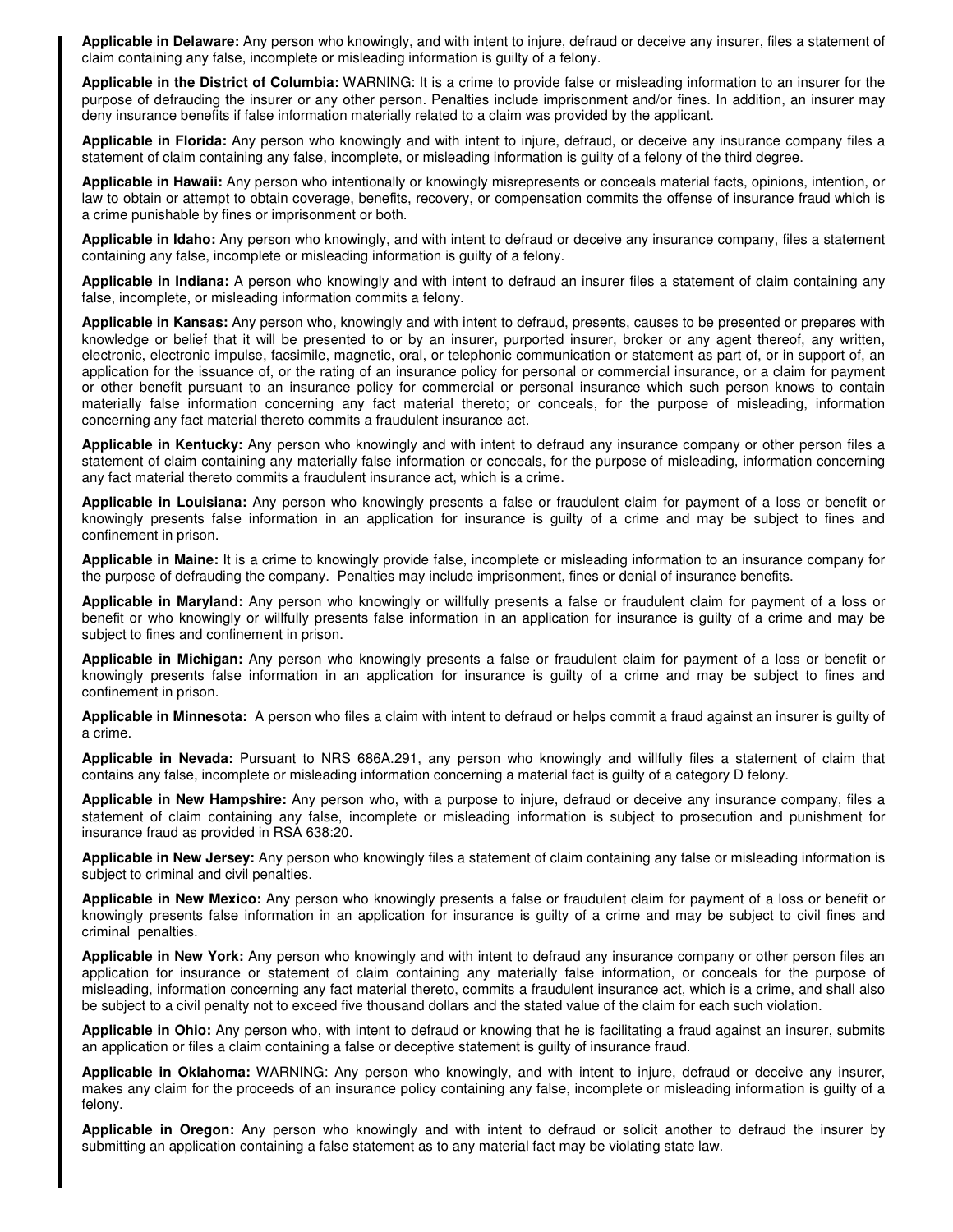**Applicable in Delaware:** Any person who knowingly, and with intent to injure, defraud or deceive any insurer, files a statement of claim containing any false, incomplete or misleading information is guilty of a felony.

**Applicable in the District of Columbia:** WARNING: It is a crime to provide false or misleading information to an insurer for the purpose of defrauding the insurer or any other person. Penalties include imprisonment and/or fines. In addition, an insurer may deny insurance benefits if false information materially related to a claim was provided by the applicant.

**Applicable in Florida:** Any person who knowingly and with intent to injure, defraud, or deceive any insurance company files a statement of claim containing any false, incomplete, or misleading information is guilty of a felony of the third degree.

**Applicable in Hawaii:** Any person who intentionally or knowingly misrepresents or conceals material facts, opinions, intention, or law to obtain or attempt to obtain coverage, benefits, recovery, or compensation commits the offense of insurance fraud which is a crime punishable by fines or imprisonment or both.

**Applicable in Idaho:** Any person who knowingly, and with intent to defraud or deceive any insurance company, files a statement containing any false, incomplete or misleading information is guilty of a felony.

**Applicable in Indiana:** A person who knowingly and with intent to defraud an insurer files a statement of claim containing any false, incomplete, or misleading information commits a felony.

**Applicable in Kansas:** Any person who, knowingly and with intent to defraud, presents, causes to be presented or prepares with knowledge or belief that it will be presented to or by an insurer, purported insurer, broker or any agent thereof, any written, electronic, electronic impulse, facsimile, magnetic, oral, or telephonic communication or statement as part of, or in support of, an application for the issuance of, or the rating of an insurance policy for personal or commercial insurance, or a claim for payment or other benefit pursuant to an insurance policy for commercial or personal insurance which such person knows to contain materially false information concerning any fact material thereto; or conceals, for the purpose of misleading, information concerning any fact material thereto commits a fraudulent insurance act.

**Applicable in Kentucky:** Any person who knowingly and with intent to defraud any insurance company or other person files a statement of claim containing any materially false information or conceals, for the purpose of misleading, information concerning any fact material thereto commits a fraudulent insurance act, which is a crime.

**Applicable in Louisiana:** Any person who knowingly presents a false or fraudulent claim for payment of a loss or benefit or knowingly presents false information in an application for insurance is guilty of a crime and may be subject to fines and confinement in prison.

**Applicable in Maine:** It is a crime to knowingly provide false, incomplete or misleading information to an insurance company for the purpose of defrauding the company. Penalties may include imprisonment, fines or denial of insurance benefits.

**Applicable in Maryland:** Any person who knowingly or willfully presents a false or fraudulent claim for payment of a loss or benefit or who knowingly or willfully presents false information in an application for insurance is guilty of a crime and may be subject to fines and confinement in prison.

**Applicable in Michigan:** Any person who knowingly presents a false or fraudulent claim for payment of a loss or benefit or knowingly presents false information in an application for insurance is guilty of a crime and may be subject to fines and confinement in prison.

**Applicable in Minnesota:** A person who files a claim with intent to defraud or helps commit a fraud against an insurer is guilty of a crime.

**Applicable in Nevada:** Pursuant to NRS 686A.291, any person who knowingly and willfully files a statement of claim that contains any false, incomplete or misleading information concerning a material fact is guilty of a category D felony.

**Applicable in New Hampshire:** Any person who, with a purpose to injure, defraud or deceive any insurance company, files a statement of claim containing any false, incomplete or misleading information is subject to prosecution and punishment for insurance fraud as provided in RSA 638:20.

**Applicable in New Jersey:** Any person who knowingly files a statement of claim containing any false or misleading information is subject to criminal and civil penalties.

**Applicable in New Mexico:** Any person who knowingly presents a false or fraudulent claim for payment of a loss or benefit or knowingly presents false information in an application for insurance is guilty of a crime and may be subject to civil fines and criminal penalties.

**Applicable in New York:** Any person who knowingly and with intent to defraud any insurance company or other person files an application for insurance or statement of claim containing any materially false information, or conceals for the purpose of misleading, information concerning any fact material thereto, commits a fraudulent insurance act, which is a crime, and shall also be subject to a civil penalty not to exceed five thousand dollars and the stated value of the claim for each such violation.

**Applicable in Ohio:** Any person who, with intent to defraud or knowing that he is facilitating a fraud against an insurer, submits an application or files a claim containing a false or deceptive statement is guilty of insurance fraud.

**Applicable in Oklahoma:** WARNING: Any person who knowingly, and with intent to injure, defraud or deceive any insurer, makes any claim for the proceeds of an insurance policy containing any false, incomplete or misleading information is guilty of a felony.

**Applicable in Oregon:** Any person who knowingly and with intent to defraud or solicit another to defraud the insurer by submitting an application containing a false statement as to any material fact may be violating state law.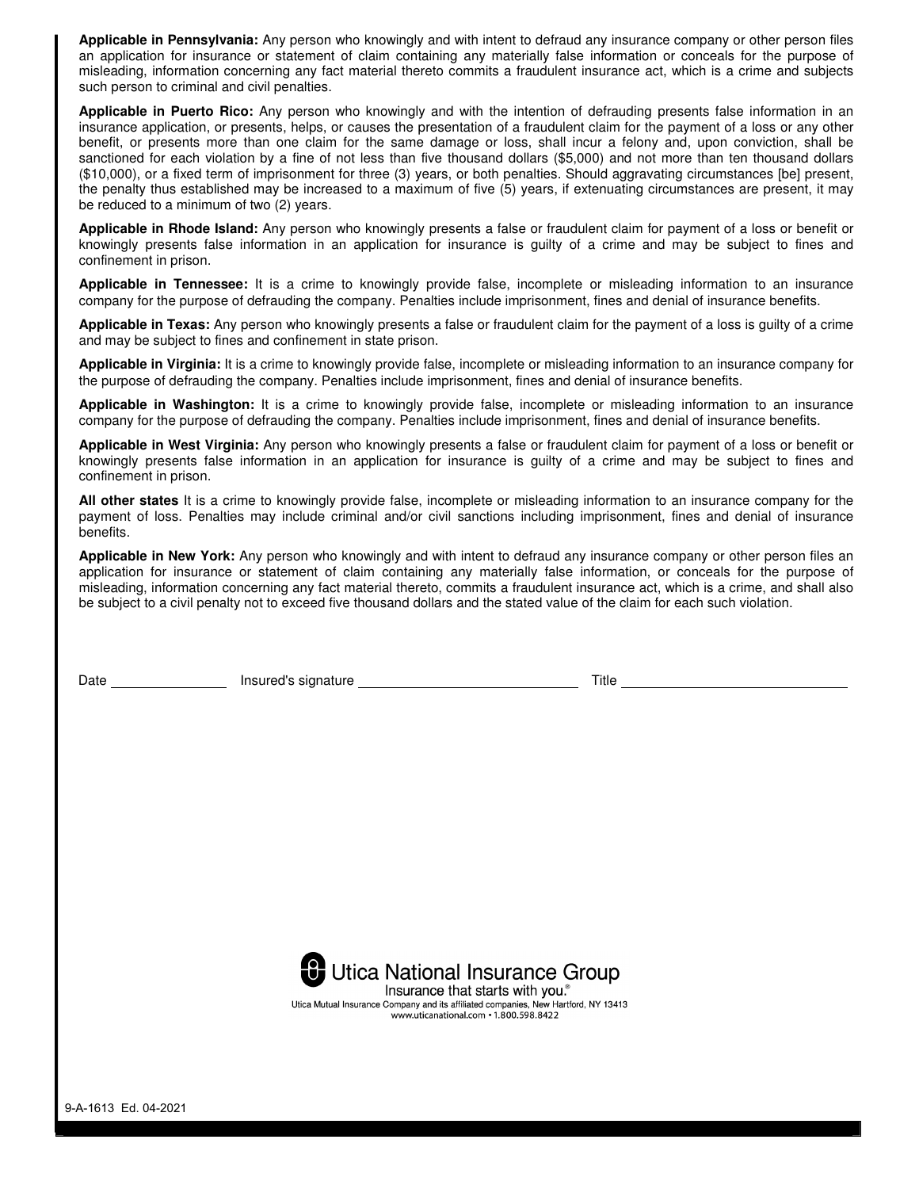**Applicable in Pennsylvania:** Any person who knowingly and with intent to defraud any insurance company or other person files an application for insurance or statement of claim containing any materially false information or conceals for the purpose of misleading, information concerning any fact material thereto commits a fraudulent insurance act, which is a crime and subjects such person to criminal and civil penalties.

**Applicable in Puerto Rico:** Any person who knowingly and with the intention of defrauding presents false information in an insurance application, or presents, helps, or causes the presentation of a fraudulent claim for the payment of a loss or any other benefit, or presents more than one claim for the same damage or loss, shall incur a felony and, upon conviction, shall be sanctioned for each violation by a fine of not less than five thousand dollars ($5,000) and not more than ten thousand dollars ($10,000), or a fixed term of imprisonment for three (3) years, or both penalties. Should aggravating circumstances [be] present, the penalty thus established may be increased to a maximum of five (5) years, if extenuating circumstances are present, it may be reduced to a minimum of two (2) years.

**Applicable in Rhode Island:** Any person who knowingly presents a false or fraudulent claim for payment of a loss or benefit or knowingly presents false information in an application for insurance is guilty of a crime and may be subject to fines and confinement in prison.

**Applicable in Tennessee:** It is a crime to knowingly provide false, incomplete or misleading information to an insurance company for the purpose of defrauding the company. Penalties include imprisonment, fines and denial of insurance benefits.

**Applicable in Texas:** Any person who knowingly presents a false or fraudulent claim for the payment of a loss is guilty of a crime and may be subject to fines and confinement in state prison.

**Applicable in Virginia:** It is a crime to knowingly provide false, incomplete or misleading information to an insurance company for the purpose of defrauding the company. Penalties include imprisonment, fines and denial of insurance benefits.

**Applicable in Washington:** It is a crime to knowingly provide false, incomplete or misleading information to an insurance company for the purpose of defrauding the company. Penalties include imprisonment, fines and denial of insurance benefits.

**Applicable in West Virginia:** Any person who knowingly presents a false or fraudulent claim for payment of a loss or benefit or knowingly presents false information in an application for insurance is guilty of a crime and may be subject to fines and confinement in prison.

**All other states** It is a crime to knowingly provide false, incomplete or misleading information to an insurance company for the payment of loss. Penalties may include criminal and/or civil sanctions including imprisonment, fines and denial of insurance benefits.

**Applicable in New York:** Any person who knowingly and with intent to defraud any insurance company or other person files an application for insurance or statement of claim containing any materially false information, or conceals for the purpose of misleading, information concerning any fact material thereto, commits a fraudulent insurance act, which is a crime, and shall also be subject to a civil penalty not to exceed five thousand dollars and the stated value of the claim for each such violation.

Date ______________ Insured's signature ____________________________ Title ____________________________

Utica National Insurance Group

Insurance that starts with you.®

Utica Mutual Insurance Company and its affiliated companies, New Hartford, NY 13413

www.uticanational.com • 1.800.598.8422

9-A-1613 Ed. 04-2021